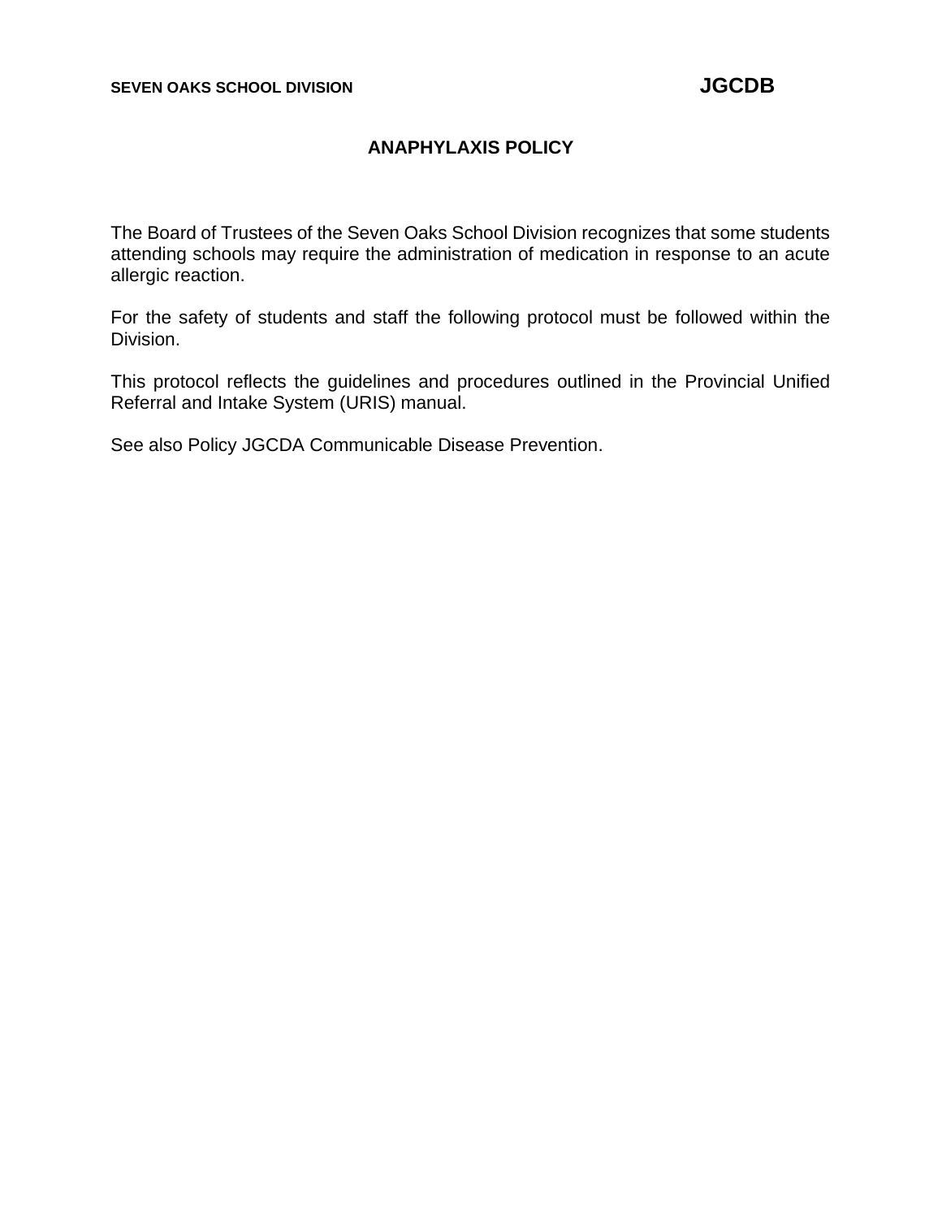**SEVEN OAKS SCHOOL DIVISION** **JGCDB**

# ANAPHYLAXIS POLICY

The Board of Trustees of the Seven Oaks School Division recognizes that some students attending schools may require the administration of medication in response to an acute allergic reaction.

For the safety of students and staff the following protocol must be followed within the Division.

This protocol reflects the guidelines and procedures outlined in the Provincial Unified Referral and Intake System (URIS) manual.

See also Policy JGCDA Communicable Disease Prevention.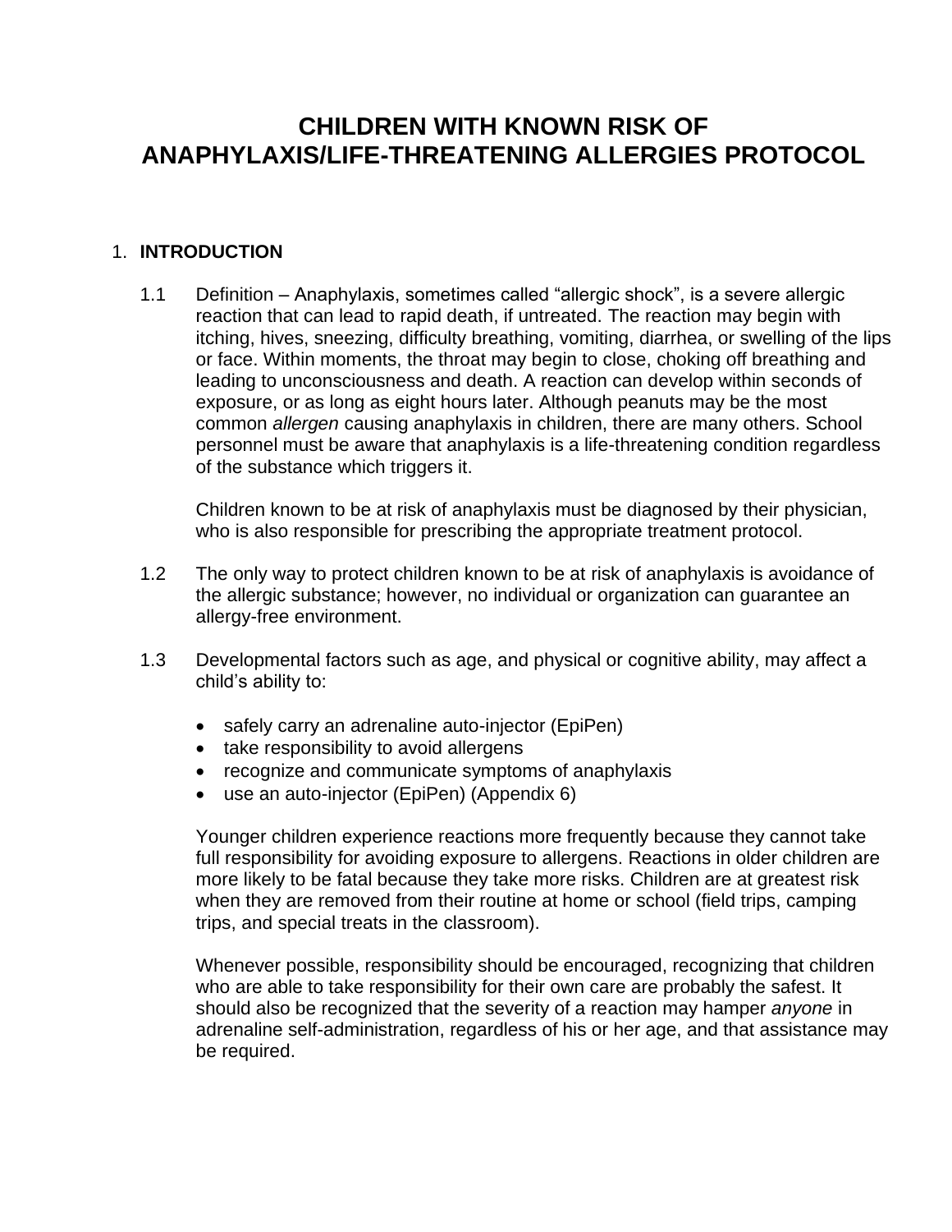# CHILDREN WITH KNOWN RISK OF ANAPHYLAXIS/LIFE-THREATENING ALLERGIES PROTOCOL

## 1. INTRODUCTION

1.1 Definition – Anaphylaxis, sometimes called "allergic shock", is a severe allergic reaction that can lead to rapid death, if untreated. The reaction may begin with itching, hives, sneezing, difficulty breathing, vomiting, diarrhea, or swelling of the lips or face. Within moments, the throat may begin to close, choking off breathing and leading to unconsciousness and death. A reaction can develop within seconds of exposure, or as long as eight hours later. Although peanuts may be the most common *allergen* causing anaphylaxis in children, there are many others. School personnel must be aware that anaphylaxis is a life-threatening condition regardless of the substance which triggers it.

Children known to be at risk of anaphylaxis must be diagnosed by their physician, who is also responsible for prescribing the appropriate treatment protocol.

1.2 The only way to protect children known to be at risk of anaphylaxis is avoidance of the allergic substance; however, no individual or organization can guarantee an allergy-free environment.

1.3 Developmental factors such as age, and physical or cognitive ability, may affect a child's ability to:

- safely carry an adrenaline auto-injector (EpiPen)
- take responsibility to avoid allergens
- recognize and communicate symptoms of anaphylaxis
- use an auto-injector (EpiPen) (Appendix 6)

Younger children experience reactions more frequently because they cannot take full responsibility for avoiding exposure to allergens. Reactions in older children are more likely to be fatal because they take more risks. Children are at greatest risk when they are removed from their routine at home or school (field trips, camping trips, and special treats in the classroom).

Whenever possible, responsibility should be encouraged, recognizing that children who are able to take responsibility for their own care are probably the safest. It should also be recognized that the severity of a reaction may hamper *anyone* in adrenaline self-administration, regardless of his or her age, and that assistance may be required.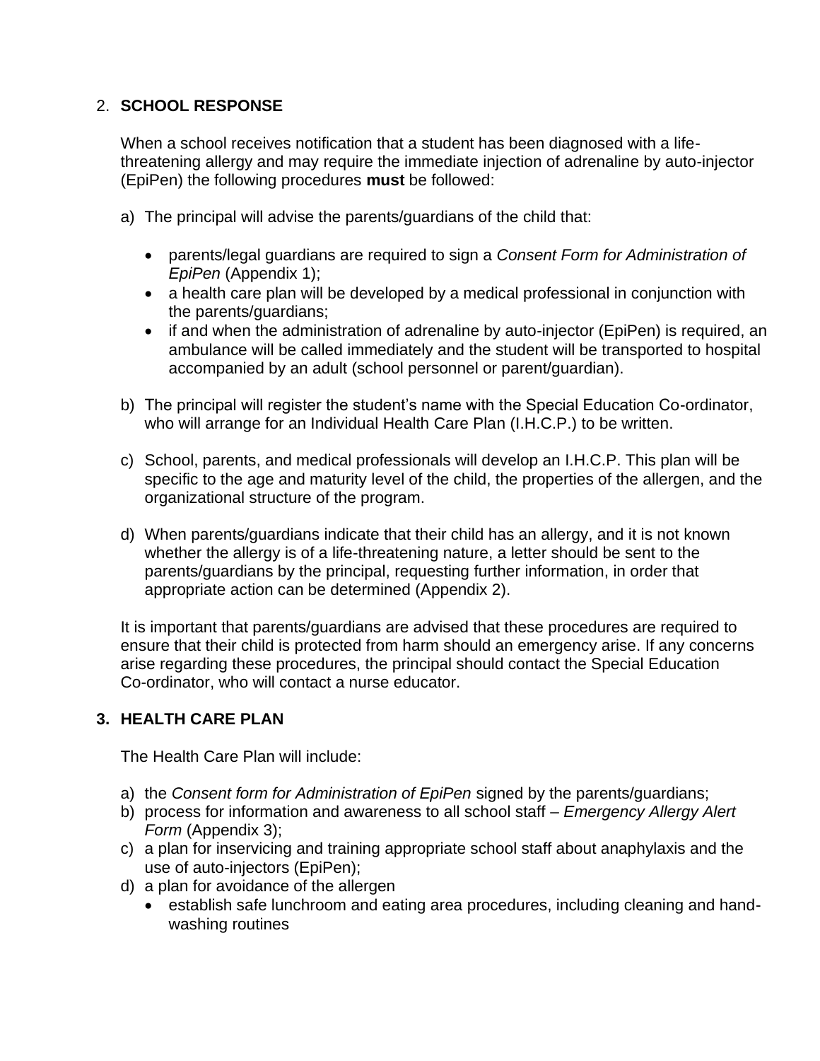## 2. **SCHOOL RESPONSE**

When a school receives notification that a student has been diagnosed with a life-threatening allergy and may require the immediate injection of adrenaline by auto-injector (EpiPen) the following procedures **must** be followed:

a) The principal will advise the parents/guardians of the child that:

- parents/legal guardians are required to sign a *Consent Form for Administration of EpiPen* (Appendix 1);
- a health care plan will be developed by a medical professional in conjunction with the parents/guardians;
- if and when the administration of adrenaline by auto-injector (EpiPen) is required, an ambulance will be called immediately and the student will be transported to hospital accompanied by an adult (school personnel or parent/guardian).

b) The principal will register the student's name with the Special Education Co-ordinator, who will arrange for an Individual Health Care Plan (I.H.C.P.) to be written.

c) School, parents, and medical professionals will develop an I.H.C.P. This plan will be specific to the age and maturity level of the child, the properties of the allergen, and the organizational structure of the program.

d) When parents/guardians indicate that their child has an allergy, and it is not known whether the allergy is of a life-threatening nature, a letter should be sent to the parents/guardians by the principal, requesting further information, in order that appropriate action can be determined (Appendix 2).

It is important that parents/guardians are advised that these procedures are required to ensure that their child is protected from harm should an emergency arise. If any concerns arise regarding these procedures, the principal should contact the Special Education Co-ordinator, who will contact a nurse educator.

## 3. **HEALTH CARE PLAN**

The Health Care Plan will include:

a) the *Consent form for Administration of EpiPen* signed by the parents/guardians;
b) process for information and awareness to all school staff – *Emergency Allergy Alert Form* (Appendix 3);
c) a plan for inservicing and training appropriate school staff about anaphylaxis and the use of auto-injectors (EpiPen);
d) a plan for avoidance of the allergen
   - establish safe lunchroom and eating area procedures, including cleaning and hand-washing routines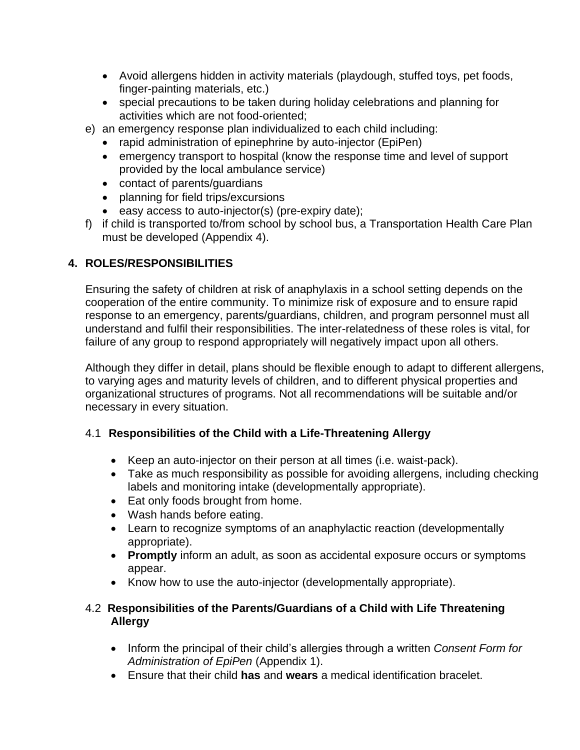- Avoid allergens hidden in activity materials (playdough, stuffed toys, pet foods, finger-painting materials, etc.)
- special precautions to be taken during holiday celebrations and planning for activities which are not food-oriented;

e) an emergency response plan individualized to each child including:
   - rapid administration of epinephrine by auto-injector (EpiPen)
   - emergency transport to hospital (know the response time and level of support provided by the local ambulance service)
   - contact of parents/guardians
   - planning for field trips/excursions
   - easy access to auto-injector(s) (pre-expiry date);

f) if child is transported to/from school by school bus, a Transportation Health Care Plan must be developed (Appendix 4).

## 4. ROLES/RESPONSIBILITIES

Ensuring the safety of children at risk of anaphylaxis in a school setting depends on the cooperation of the entire community. To minimize risk of exposure and to ensure rapid response to an emergency, parents/guardians, children, and program personnel must all understand and fulfil their responsibilities. The inter-relatedness of these roles is vital, for failure of any group to respond appropriately will negatively impact upon all others.

Although they differ in detail, plans should be flexible enough to adapt to different allergens, to varying ages and maturity levels of children, and to different physical properties and organizational structures of programs. Not all recommendations will be suitable and/or necessary in every situation.

### 4.1 Responsibilities of the Child with a Life-Threatening Allergy

- Keep an auto-injector on their person at all times (i.e. waist-pack).
- Take as much responsibility as possible for avoiding allergens, including checking labels and monitoring intake (developmentally appropriate).
- Eat only foods brought from home.
- Wash hands before eating.
- Learn to recognize symptoms of an anaphylactic reaction (developmentally appropriate).
- **Promptly** inform an adult, as soon as accidental exposure occurs or symptoms appear.
- Know how to use the auto-injector (developmentally appropriate).

### 4.2 Responsibilities of the Parents/Guardians of a Child with Life Threatening Allergy

- Inform the principal of their child's allergies through a written *Consent Form for Administration of EpiPen* (Appendix 1).
- Ensure that their child **has** and **wears** a medical identification bracelet.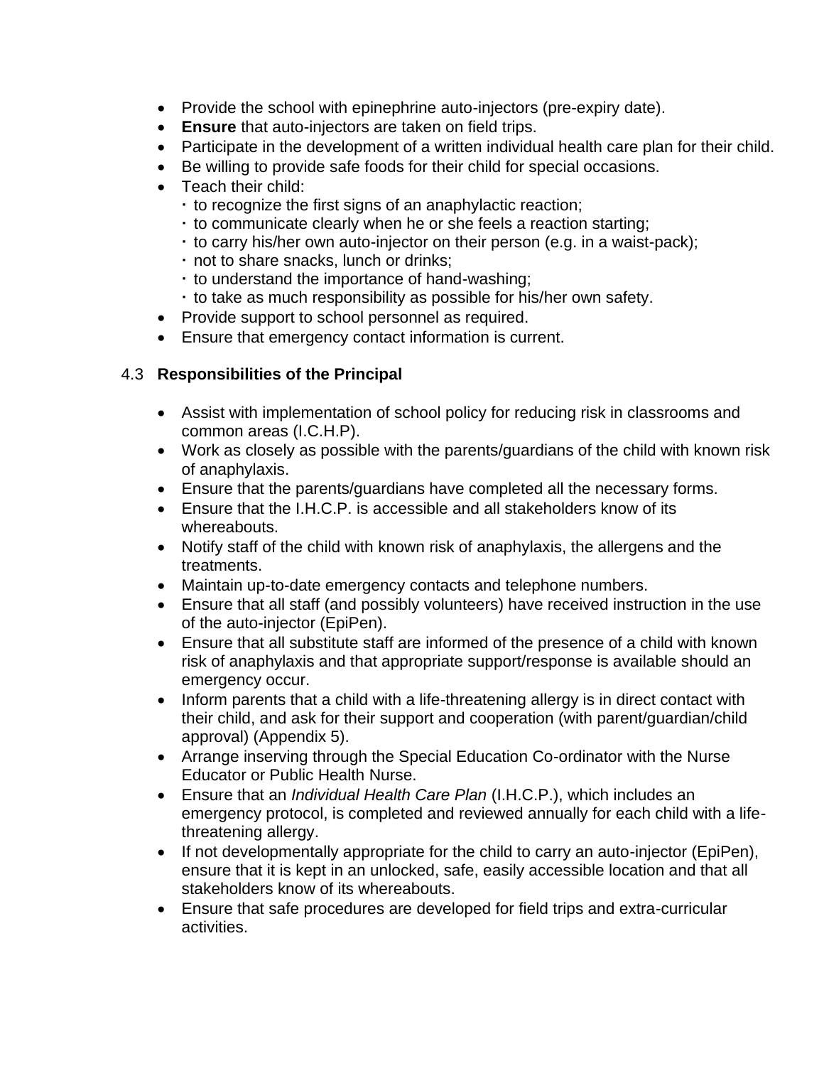- Provide the school with epinephrine auto-injectors (pre-expiry date).
- **Ensure** that auto-injectors are taken on field trips.
- Participate in the development of a written individual health care plan for their child.
- Be willing to provide safe foods for their child for special occasions.
- Teach their child:
  - to recognize the first signs of an anaphylactic reaction;
  - to communicate clearly when he or she feels a reaction starting;
  - to carry his/her own auto-injector on their person (e.g. in a waist-pack);
  - not to share snacks, lunch or drinks;
  - to understand the importance of hand-washing;
  - to take as much responsibility as possible for his/her own safety.
- Provide support to school personnel as required.
- Ensure that emergency contact information is current.

4.3 **Responsibilities of the Principal**

- Assist with implementation of school policy for reducing risk in classrooms and common areas (I.C.H.P).
- Work as closely as possible with the parents/guardians of the child with known risk of anaphylaxis.
- Ensure that the parents/guardians have completed all the necessary forms.
- Ensure that the I.H.C.P. is accessible and all stakeholders know of its whereabouts.
- Notify staff of the child with known risk of anaphylaxis, the allergens and the treatments.
- Maintain up-to-date emergency contacts and telephone numbers.
- Ensure that all staff (and possibly volunteers) have received instruction in the use of the auto-injector (EpiPen).
- Ensure that all substitute staff are informed of the presence of a child with known risk of anaphylaxis and that appropriate support/response is available should an emergency occur.
- Inform parents that a child with a life-threatening allergy is in direct contact with their child, and ask for their support and cooperation (with parent/guardian/child approval) (Appendix 5).
- Arrange inserving through the Special Education Co-ordinator with the Nurse Educator or Public Health Nurse.
- Ensure that an *Individual Health Care Plan* (I.H.C.P.), which includes an emergency protocol, is completed and reviewed annually for each child with a life-threatening allergy.
- If not developmentally appropriate for the child to carry an auto-injector (EpiPen), ensure that it is kept in an unlocked, safe, easily accessible location and that all stakeholders know of its whereabouts.
- Ensure that safe procedures are developed for field trips and extra-curricular activities.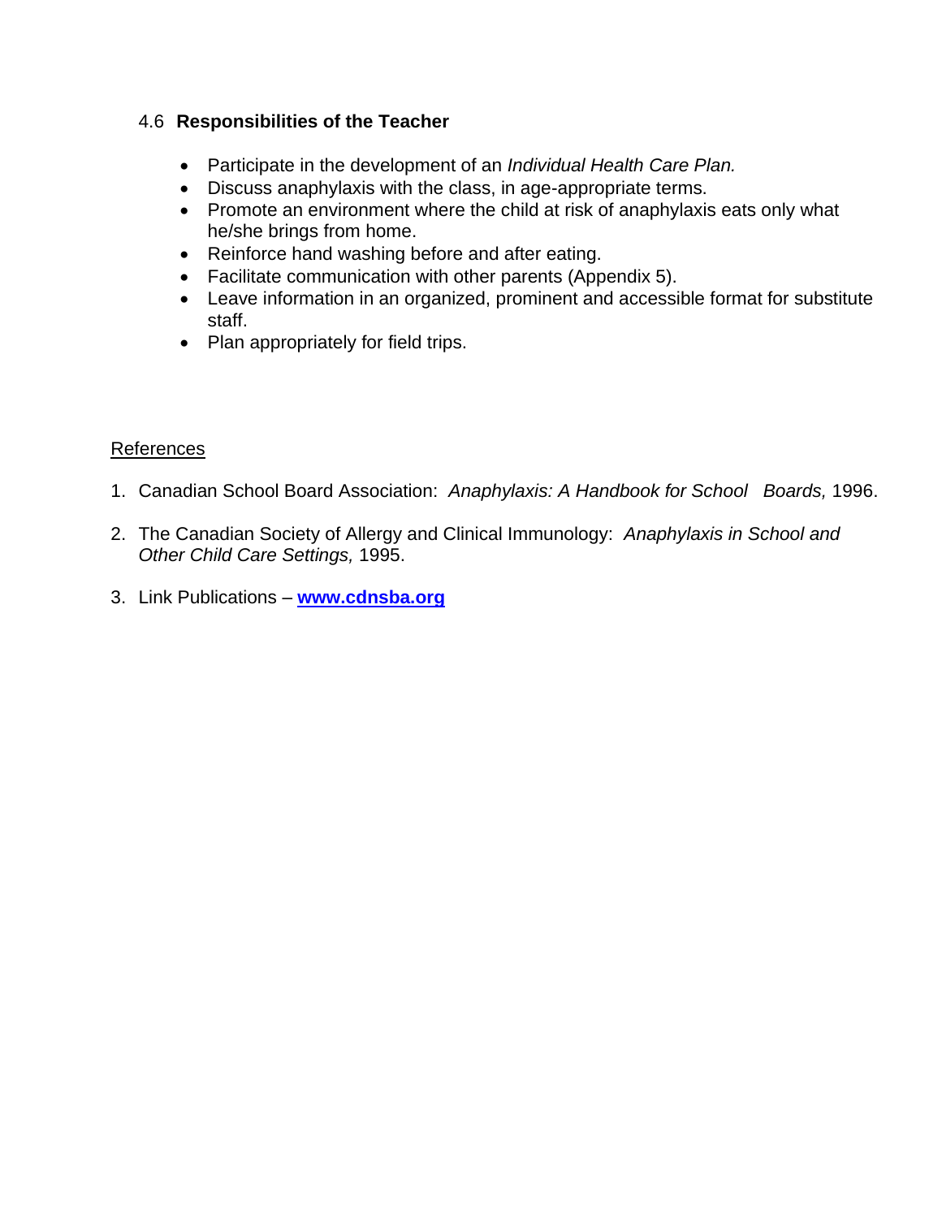### 4.6 **Responsibilities of the Teacher**

- Participate in the development of an *Individual Health Care Plan.*
- Discuss anaphylaxis with the class, in age-appropriate terms.
- Promote an environment where the child at risk of anaphylaxis eats only what he/she brings from home.
- Reinforce hand washing before and after eating.
- Facilitate communication with other parents (Appendix 5).
- Leave information in an organized, prominent and accessible format for substitute staff.
- Plan appropriately for field trips.

References

1. Canadian School Board Association: *Anaphylaxis: A Handbook for School Boards,* 1996.
2. The Canadian Society of Allergy and Clinical Immunology: *Anaphylaxis in School and Other Child Care Settings,* 1995.
3. Link Publications – **www.cdnsba.org**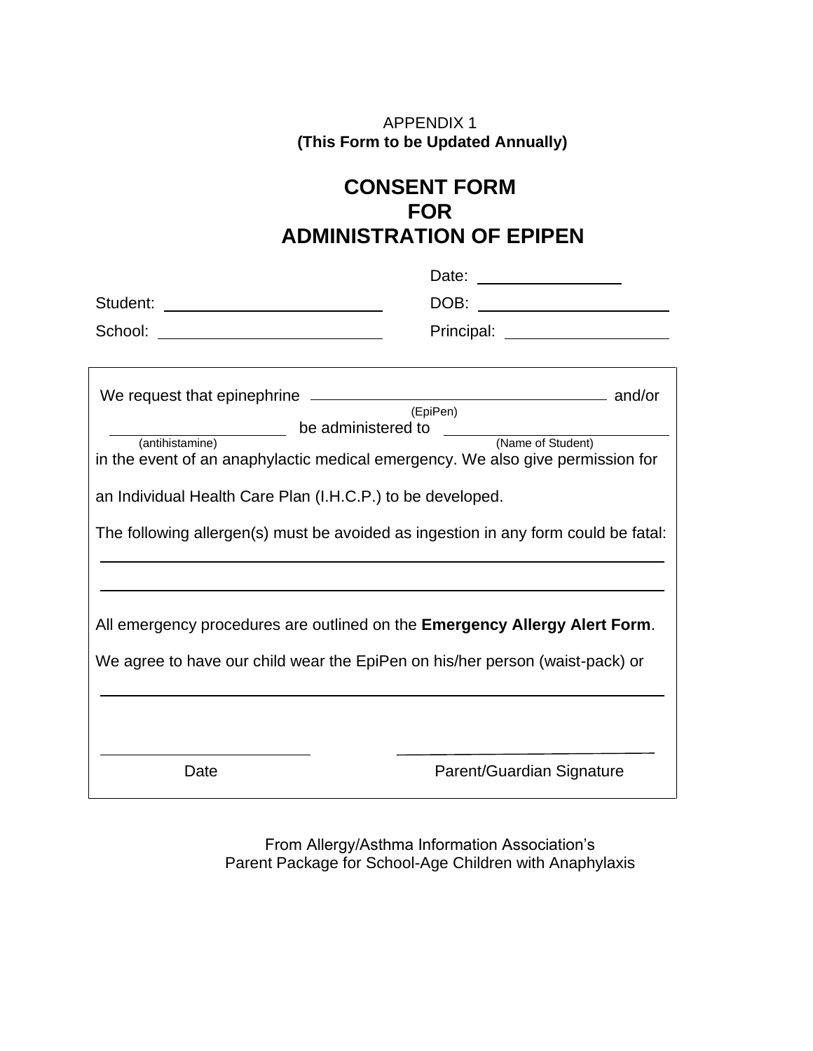APPENDIX 1
**(This Form to be Updated Annually)**

# CONSENT FORM FOR ADMINISTRATION OF EPIPEN

Date: ________________

Student: ________________________ DOB: ____________________

School: ________________________ Principal: ____________________

We request that epinephrine ______________________ (EpiPen) and/or ____________________ (antihistamine) be administered to ______________________ (Name of Student) in the event of an anaphylactic medical emergency. We also give permission for an Individual Health Care Plan (I.H.C.P.) to be developed.

The following allergen(s) must be avoided as ingestion in any form could be fatal:

_____________________________________________________________

_____________________________________________________________

All emergency procedures are outlined on the **Emergency Allergy Alert Form**.

We agree to have our child wear the EpiPen on his/her person (waist-pack) or

_____________________________________________________________

________________________ ________________________

Date Parent/Guardian Signature

From Allergy/Asthma Information Association's
Parent Package for School-Age Children with Anaphylaxis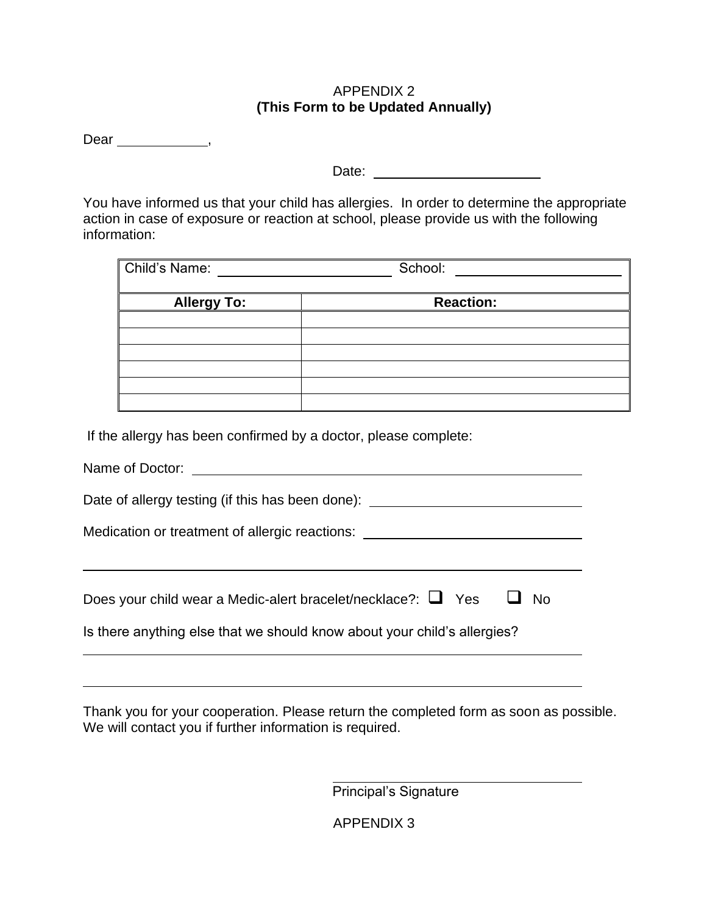APPENDIX 2

**(This Form to be Updated Annually)**

Dear ____________,

Date: ______________________

You have informed us that your child has allergies. In order to determine the appropriate action in case of exposure or reaction at school, please provide us with the following information:

| Child's Name: ______________________ | School: ______________________ |
|---|---|
| **Allergy To:** | **Reaction:** |
| | |
| | |
| | |
| | |
| | |
| | |

If the allergy has been confirmed by a doctor, please complete:

Name of Doctor: ____________________________________________

Date of allergy testing (if this has been done): ________________________

Medication or treatment of allergic reactions: _________________________

________________________________________________________________

Does your child wear a Medic-alert bracelet/necklace?: ☐ Yes ☐ No

Is there anything else that we should know about your child's allergies?

________________________________________________________________

________________________________________________________________

Thank you for your cooperation. Please return the completed form as soon as possible. We will contact you if further information is required.

________________________________

Principal's Signature

APPENDIX 3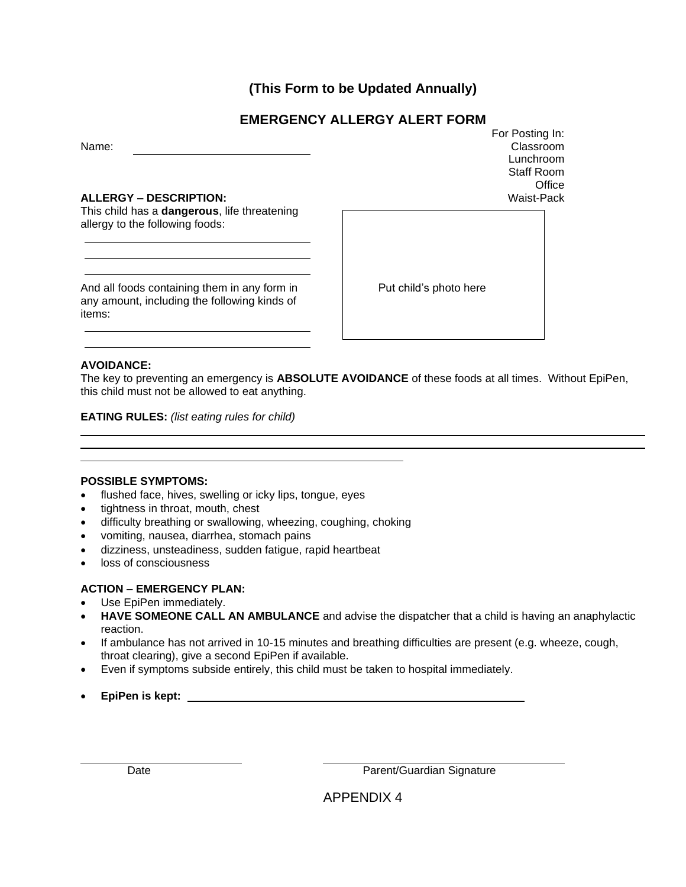**(This Form to be Updated Annually)**

# EMERGENCY ALLERGY ALERT FORM

For Posting In:
Classroom
Lunchroom
Staff Room
Office
Waist-Pack

Name: ______________________________

**ALLERGY – DESCRIPTION:**
This child has a **dangerous**, life threatening allergy to the following foods:

______________________________
______________________________
______________________________

And all foods containing them in any form in any amount, including the following kinds of items:

______________________________
______________________________

Put child's photo here

**AVOIDANCE:**
The key to preventing an emergency is **ABSOLUTE AVOIDANCE** of these foods at all times. Without EpiPen, this child must not be allowed to eat anything.

**EATING RULES:** *(list eating rules for child)*

______________________________________________________________________
______________________________________________________________________
______________________________

**POSSIBLE SYMPTOMS:**

- flushed face, hives, swelling or icky lips, tongue, eyes
- tightness in throat, mouth, chest
- difficulty breathing or swallowing, wheezing, coughing, choking
- vomiting, nausea, diarrhea, stomach pains
- dizziness, unsteadiness, sudden fatigue, rapid heartbeat
- loss of consciousness

**ACTION – EMERGENCY PLAN:**

- Use EpiPen immediately.
- **HAVE SOMEONE CALL AN AMBULANCE** and advise the dispatcher that a child is having an anaphylactic reaction.
- If ambulance has not arrived in 10-15 minutes and breathing difficulties are present (e.g. wheeze, cough, throat clearing), give a second EpiPen if available.
- Even if symptoms subside entirely, this child must be taken to hospital immediately.
- **EpiPen is kept:** ______________________________________________

______________________ ______________________________
Date Parent/Guardian Signature

APPENDIX 4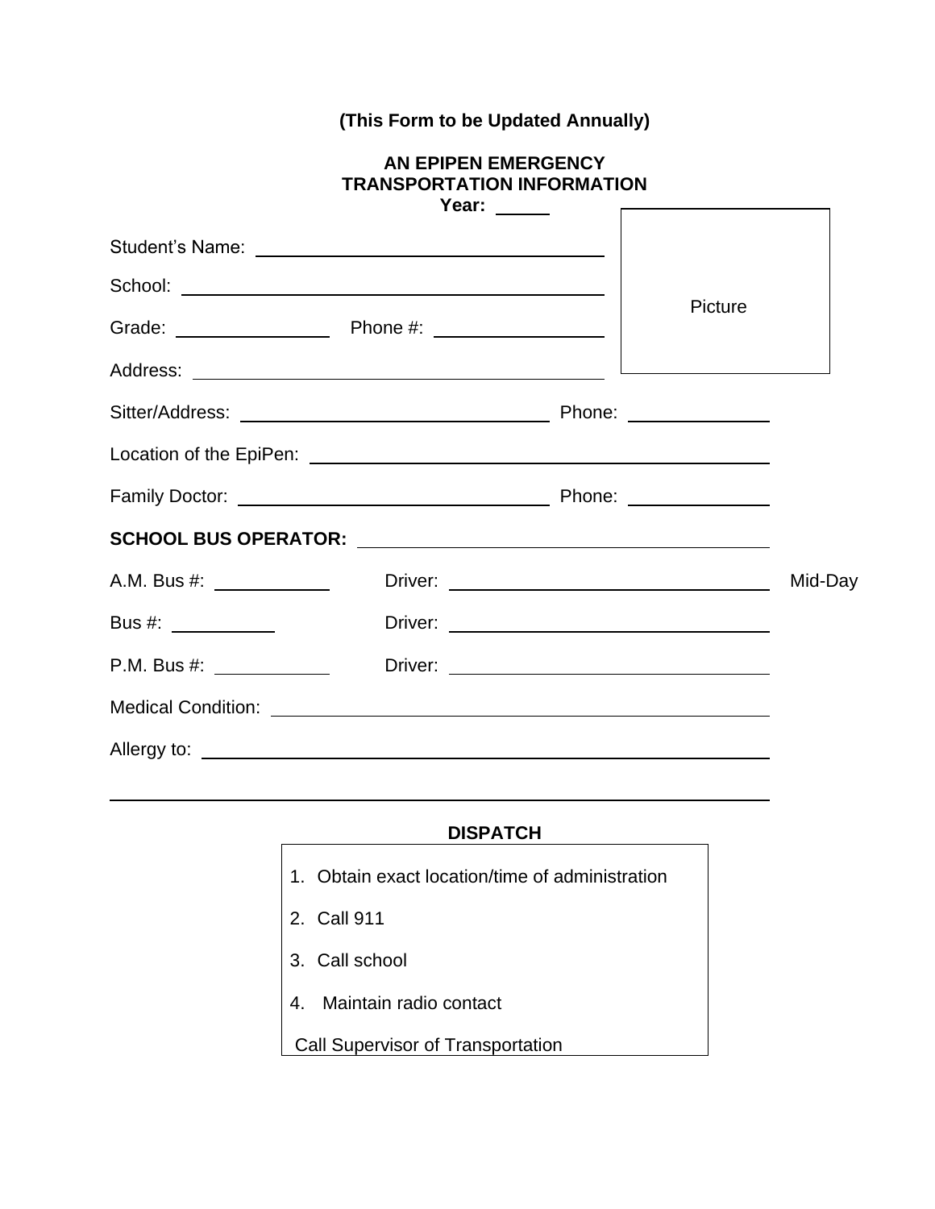**(This Form to be Updated Annually)**

## AN EPIPEN EMERGENCY TRANSPORTATION INFORMATION

**Year:** \_\_\_\_\_

Picture

Student's Name: \_\_\_\_\_\_\_\_\_\_\_\_\_\_\_\_\_\_\_\_\_\_\_\_\_\_\_\_\_\_\_\_\_\_\_\_

School: \_\_\_\_\_\_\_\_\_\_\_\_\_\_\_\_\_\_\_\_\_\_\_\_\_\_\_\_\_\_\_\_\_\_\_\_\_\_\_\_\_\_

Grade: \_\_\_\_\_\_\_\_\_\_\_\_\_\_\_ Phone #: \_\_\_\_\_\_\_\_\_\_\_\_\_\_\_\_\_

Address: \_\_\_\_\_\_\_\_\_\_\_\_\_\_\_\_\_\_\_\_\_\_\_\_\_\_\_\_\_\_\_\_\_\_\_\_\_\_\_\_

Sitter/Address: \_\_\_\_\_\_\_\_\_\_\_\_\_\_\_\_\_\_\_\_\_\_\_\_\_\_\_\_\_\_ Phone: \_\_\_\_\_\_\_\_\_\_\_\_\_\_

Location of the EpiPen: \_\_\_\_\_\_\_\_\_\_\_\_\_\_\_\_\_\_\_\_\_\_\_\_\_\_\_\_\_\_\_\_\_\_\_\_\_\_\_\_\_\_\_\_

Family Doctor: \_\_\_\_\_\_\_\_\_\_\_\_\_\_\_\_\_\_\_\_\_\_\_\_\_\_\_\_\_\_ Phone: \_\_\_\_\_\_\_\_\_\_\_\_\_\_

**SCHOOL BUS OPERATOR:** \_\_\_\_\_\_\_\_\_\_\_\_\_\_\_\_\_\_\_\_\_\_\_\_\_\_\_\_\_\_\_\_\_\_\_\_\_\_\_\_

A.M. Bus #: \_\_\_\_\_\_\_\_\_\_\_ Driver: \_\_\_\_\_\_\_\_\_\_\_\_\_\_\_\_\_\_\_\_\_\_\_\_\_\_\_\_\_\_\_\_ Mid-Day

Bus #: \_\_\_\_\_\_\_\_\_\_ Driver: \_\_\_\_\_\_\_\_\_\_\_\_\_\_\_\_\_\_\_\_\_\_\_\_\_\_\_\_\_\_\_\_

P.M. Bus #: \_\_\_\_\_\_\_\_\_\_\_ Driver: \_\_\_\_\_\_\_\_\_\_\_\_\_\_\_\_\_\_\_\_\_\_\_\_\_\_\_\_\_\_\_\_

Medical Condition: \_\_\_\_\_\_\_\_\_\_\_\_\_\_\_\_\_\_\_\_\_\_\_\_\_\_\_\_\_\_\_\_\_\_\_\_\_\_\_\_\_\_\_\_\_\_

Allergy to: \_\_\_\_\_\_\_\_\_\_\_\_\_\_\_\_\_\_\_\_\_\_\_\_\_\_\_\_\_\_\_\_\_\_\_\_\_\_\_\_\_\_\_\_\_\_\_\_\_\_\_\_

\_\_\_\_\_\_\_\_\_\_\_\_\_\_\_\_\_\_\_\_\_\_\_\_\_\_\_\_\_\_\_\_\_\_\_\_\_\_\_\_\_\_\_\_\_\_\_\_\_\_\_\_\_\_\_\_\_\_\_\_\_\_\_\_

### DISPATCH

1. Obtain exact location/time of administration
2. Call 911
3. Call school
4. Maintain radio contact

Call Supervisor of Transportation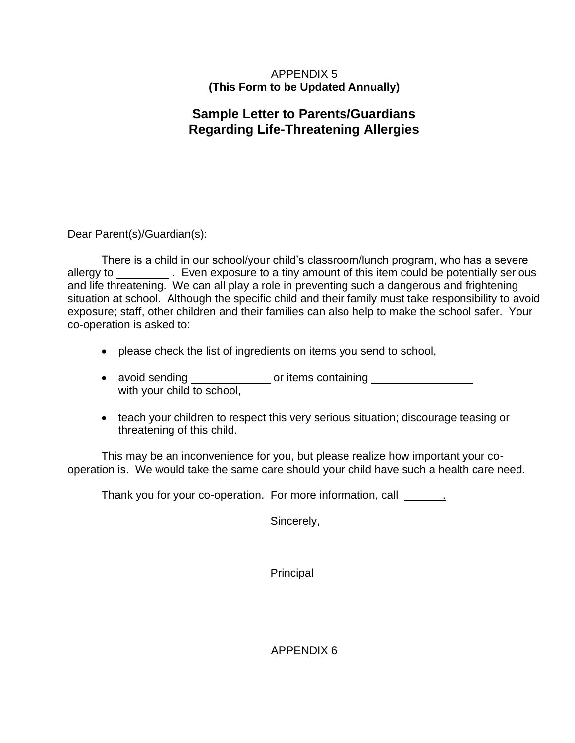APPENDIX 5
**(This Form to be Updated Annually)**

## Sample Letter to Parents/Guardians Regarding Life-Threatening Allergies

Dear Parent(s)/Guardian(s):

There is a child in our school/your child's classroom/lunch program, who has a severe allergy to ________ . Even exposure to a tiny amount of this item could be potentially serious and life threatening. We can all play a role in preventing such a dangerous and frightening situation at school. Although the specific child and their family must take responsibility to avoid exposure; staff, other children and their families can also help to make the school safer. Your co-operation is asked to:

- please check the list of ingredients on items you send to school,
- avoid sending ____________ or items containing ________________ with your child to school,
- teach your children to respect this very serious situation; discourage teasing or threatening of this child.

This may be an inconvenience for you, but please realize how important your co-operation is. We would take the same care should your child have such a health care need.

Thank you for your co-operation. For more information, call ______.

Sincerely,

Principal

APPENDIX 6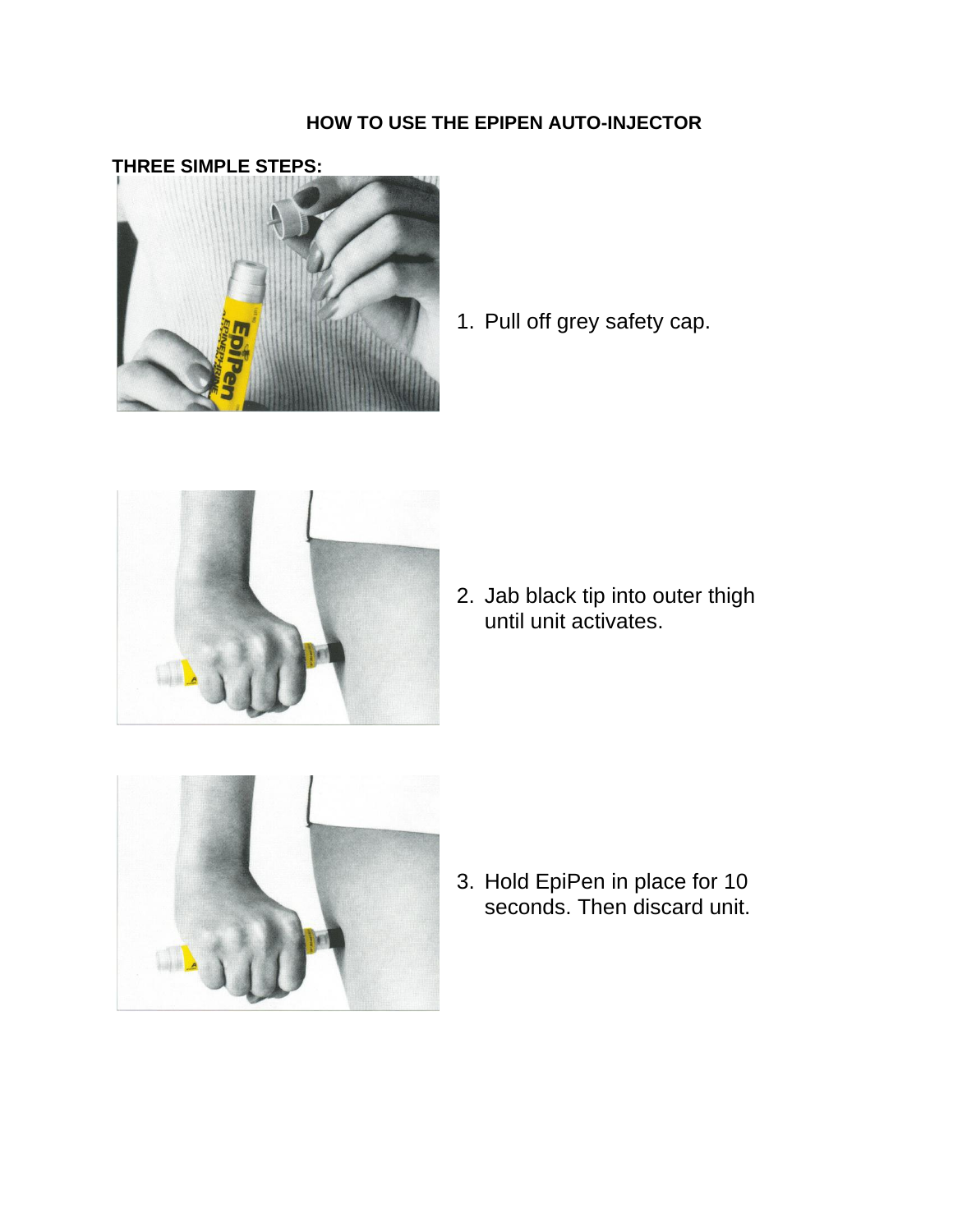# HOW TO USE THE EPIPEN AUTO-INJECTOR

**THREE SIMPLE STEPS:**

1. Pull off grey safety cap.

2. Jab black tip into outer thigh until unit activates.

3. Hold EpiPen in place for 10 seconds. Then discard unit.